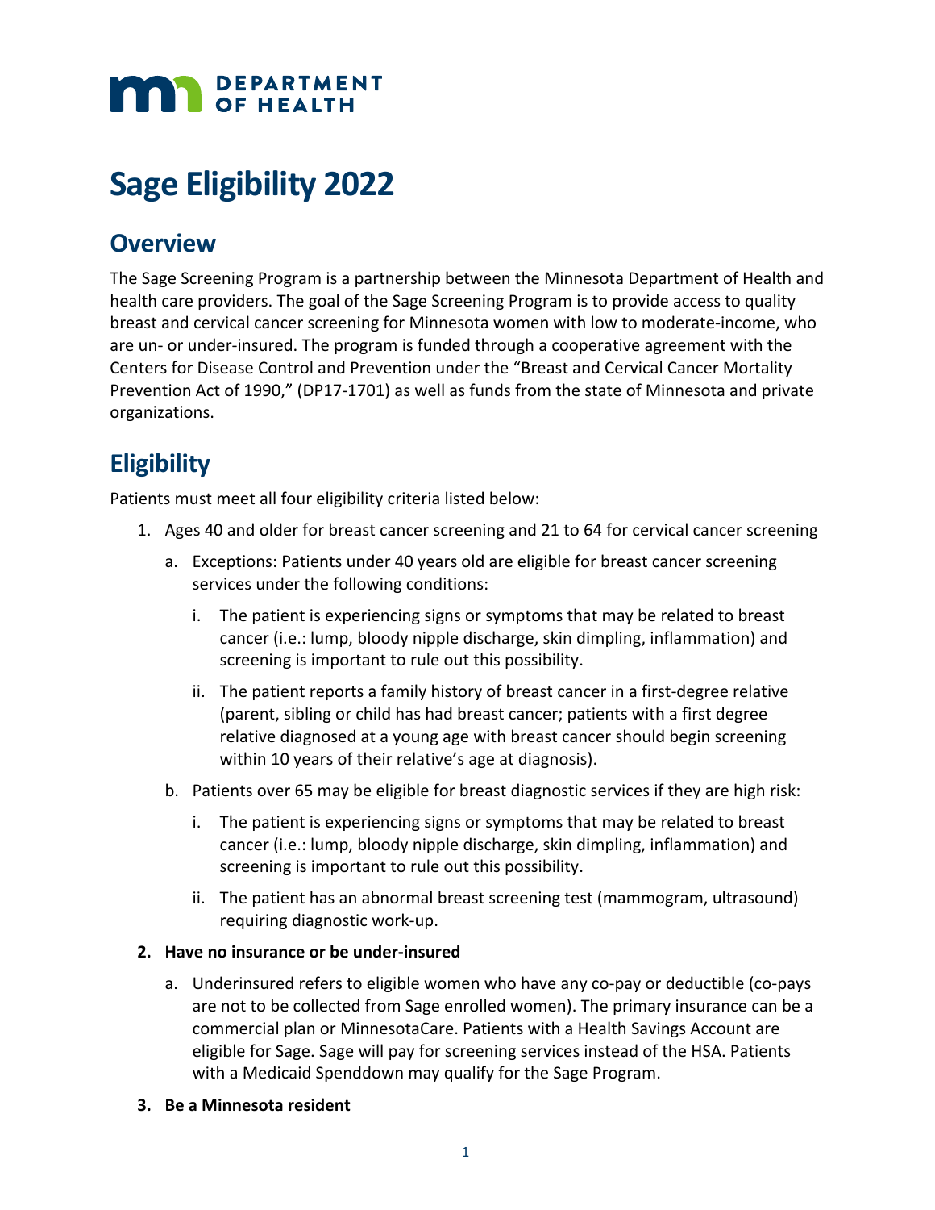MN DEPARTMENT OF HEALTH

# Sage Eligibility 2022

## Overview

The Sage Screening Program is a partnership between the Minnesota Department of Health and health care providers. The goal of the Sage Screening Program is to provide access to quality breast and cervical cancer screening for Minnesota women with low to moderate-income, who are un- or under-insured. The program is funded through a cooperative agreement with the Centers for Disease Control and Prevention under the "Breast and Cervical Cancer Mortality Prevention Act of 1990," (DP17-1701) as well as funds from the state of Minnesota and private organizations.

## Eligibility

Patients must meet all four eligibility criteria listed below:

1. Ages 40 and older for breast cancer screening and 21 to 64 for cervical cancer screening
   a. Exceptions: Patients under 40 years old are eligible for breast cancer screening services under the following conditions:
      i. The patient is experiencing signs or symptoms that may be related to breast cancer (i.e.: lump, bloody nipple discharge, skin dimpling, inflammation) and screening is important to rule out this possibility.
      ii. The patient reports a family history of breast cancer in a first-degree relative (parent, sibling or child has had breast cancer; patients with a first degree relative diagnosed at a young age with breast cancer should begin screening within 10 years of their relative's age at diagnosis).
   b. Patients over 65 may be eligible for breast diagnostic services if they are high risk:
      i. The patient is experiencing signs or symptoms that may be related to breast cancer (i.e.: lump, bloody nipple discharge, skin dimpling, inflammation) and screening is important to rule out this possibility.
      ii. The patient has an abnormal breast screening test (mammogram, ultrasound) requiring diagnostic work-up.
2. **Have no insurance or be under-insured**
   a. Underinsured refers to eligible women who have any co-pay or deductible (co-pays are not to be collected from Sage enrolled women). The primary insurance can be a commercial plan or MinnesotaCare. Patients with a Health Savings Account are eligible for Sage. Sage will pay for screening services instead of the HSA. Patients with a Medicaid Spenddown may qualify for the Sage Program.
3. **Be a Minnesota resident**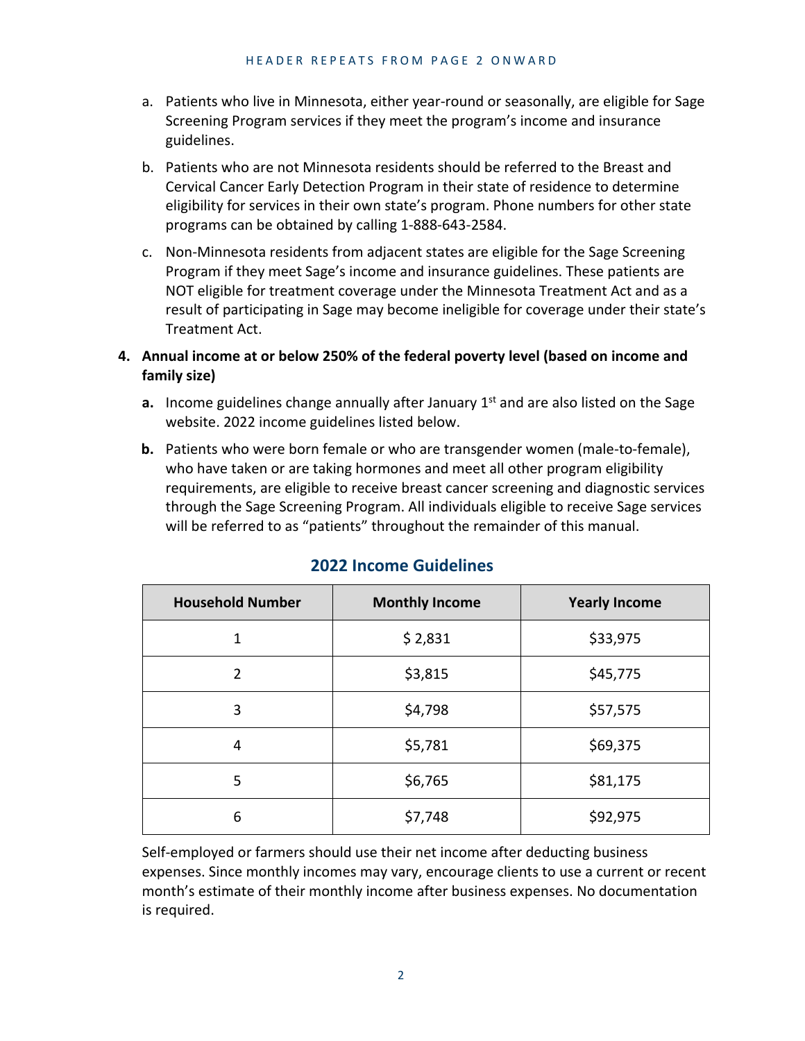a. Patients who live in Minnesota, either year-round or seasonally, are eligible for Sage Screening Program services if they meet the program's income and insurance guidelines.

b. Patients who are not Minnesota residents should be referred to the Breast and Cervical Cancer Early Detection Program in their state of residence to determine eligibility for services in their own state's program. Phone numbers for other state programs can be obtained by calling 1-888-643-2584.

c. Non-Minnesota residents from adjacent states are eligible for the Sage Screening Program if they meet Sage's income and insurance guidelines. These patients are NOT eligible for treatment coverage under the Minnesota Treatment Act and as a result of participating in Sage may become ineligible for coverage under their state's Treatment Act.

4. **Annual income at or below 250% of the federal poverty level (based on income and family size)**

   **a.** Income guidelines change annually after January 1st and are also listed on the Sage website. 2022 income guidelines listed below.

   **b.** Patients who were born female or who are transgender women (male-to-female), who have taken or are taking hormones and meet all other program eligibility requirements, are eligible to receive breast cancer screening and diagnostic services through the Sage Screening Program. All individuals eligible to receive Sage services will be referred to as "patients" throughout the remainder of this manual.

## 2022 Income Guidelines

| Household Number | Monthly Income | Yearly Income |
|---|---|---|
| 1 | $ 2,831 | $33,975 |
| 2 | $3,815 | $45,775 |
| 3 | $4,798 | $57,575 |
| 4 | $5,781 | $69,375 |
| 5 | $6,765 | $81,175 |
| 6 | $7,748 | $92,975 |

Self-employed or farmers should use their net income after deducting business expenses. Since monthly incomes may vary, encourage clients to use a current or recent month's estimate of their monthly income after business expenses. No documentation is required.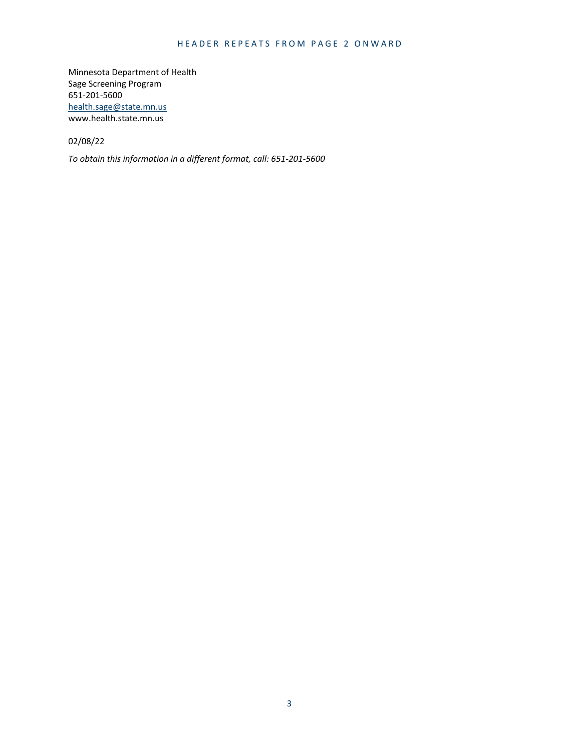Minnesota Department of Health
Sage Screening Program
651-201-5600
health.sage@state.mn.us
www.health.state.mn.us

02/08/22

*To obtain this information in a different format, call: 651-201-5600*